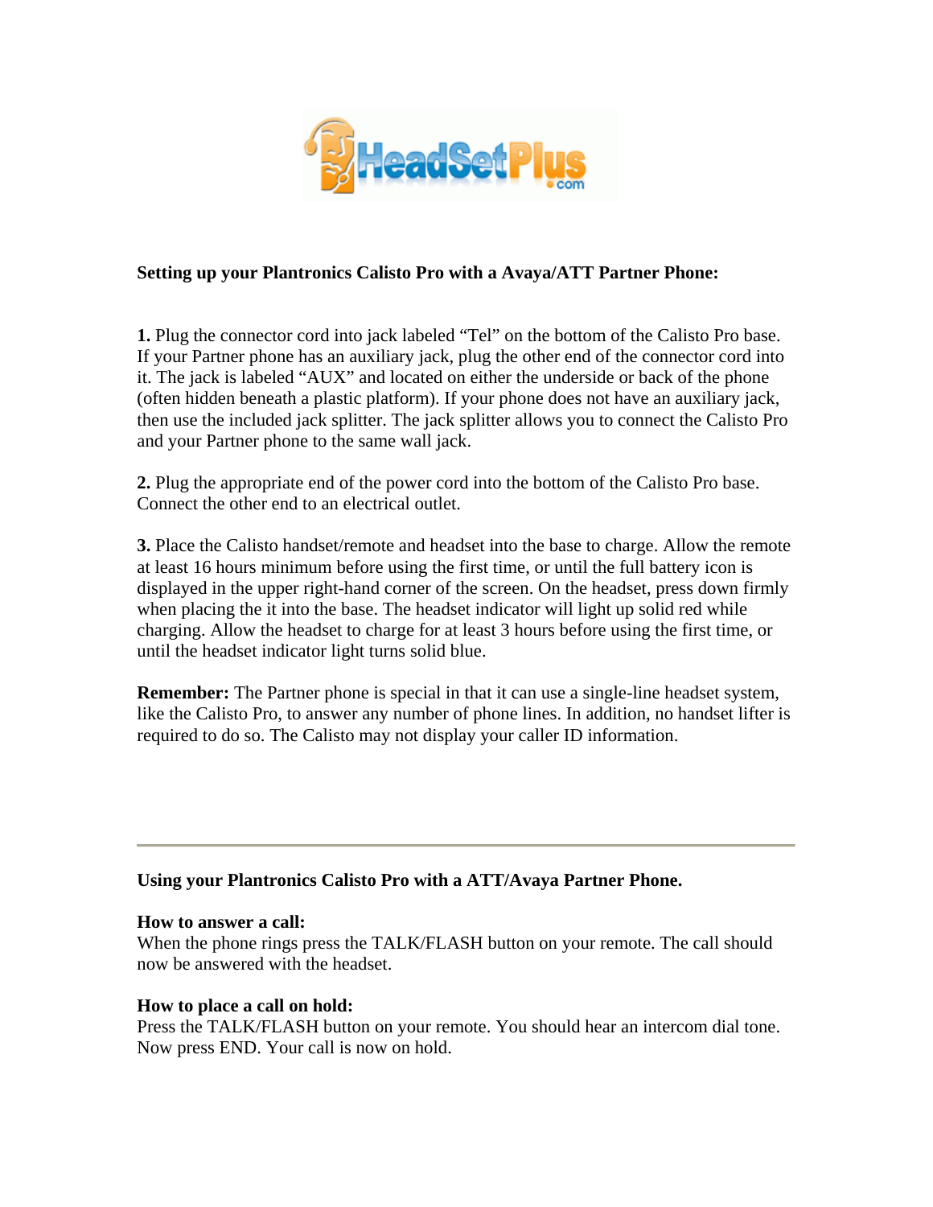**Setting up your Plantronics Calisto Pro with a Avaya/ATT Partner Phone:**

**1.** Plug the connector cord into jack labeled "Tel" on the bottom of the Calisto Pro base. If your Partner phone has an auxiliary jack, plug the other end of the connector cord into it. The jack is labeled "AUX" and located on either the underside or back of the phone (often hidden beneath a plastic platform). If your phone does not have an auxiliary jack, then use the included jack splitter. The jack splitter allows you to connect the Calisto Pro and your Partner phone to the same wall jack.

**2.** Plug the appropriate end of the power cord into the bottom of the Calisto Pro base. Connect the other end to an electrical outlet.

**3.** Place the Calisto handset/remote and headset into the base to charge. Allow the remote at least 16 hours minimum before using the first time, or until the full battery icon is displayed in the upper right-hand corner of the screen. On the headset, press down firmly when placing the it into the base. The headset indicator will light up solid red while charging. Allow the headset to charge for at least 3 hours before using the first time, or until the headset indicator light turns solid blue.

**Remember:** The Partner phone is special in that it can use a single-line headset system, like the Calisto Pro, to answer any number of phone lines. In addition, no handset lifter is required to do so. The Calisto may not display your caller ID information.

---

**Using your Plantronics Calisto Pro with a ATT/Avaya Partner Phone.**

**How to answer a call:**
When the phone rings press the TALK/FLASH button on your remote. The call should now be answered with the headset.

**How to place a call on hold:**
Press the TALK/FLASH button on your remote. You should hear an intercom dial tone. Now press END. Your call is now on hold.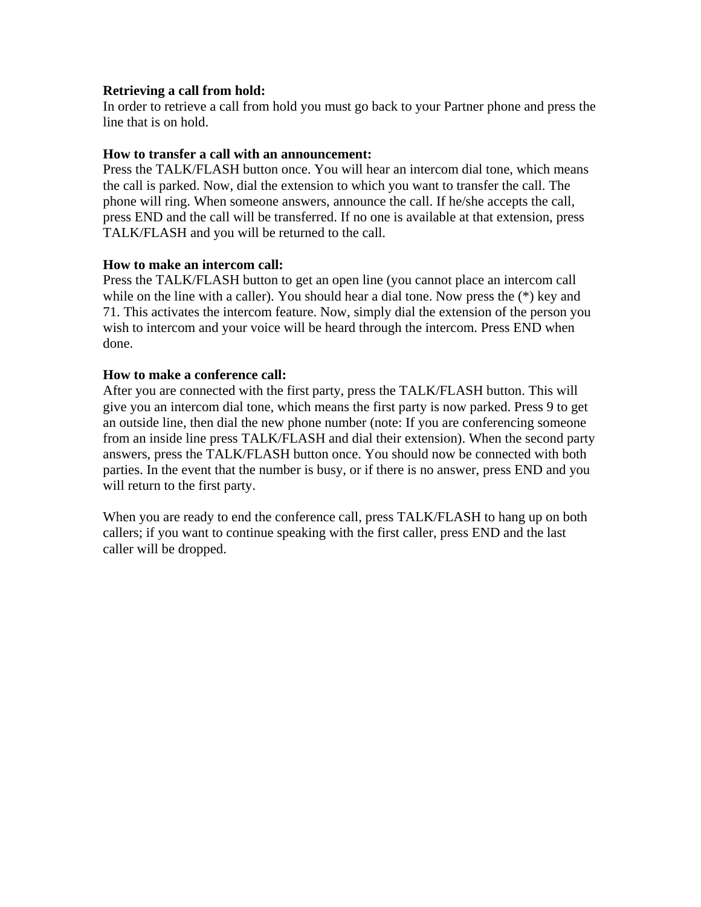**Retrieving a call from hold:**
In order to retrieve a call from hold you must go back to your Partner phone and press the line that is on hold.

**How to transfer a call with an announcement:**
Press the TALK/FLASH button once. You will hear an intercom dial tone, which means the call is parked. Now, dial the extension to which you want to transfer the call. The phone will ring. When someone answers, announce the call. If he/she accepts the call, press END and the call will be transferred. If no one is available at that extension, press TALK/FLASH and you will be returned to the call.

**How to make an intercom call:**
Press the TALK/FLASH button to get an open line (you cannot place an intercom call while on the line with a caller). You should hear a dial tone. Now press the (*) key and 71. This activates the intercom feature. Now, simply dial the extension of the person you wish to intercom and your voice will be heard through the intercom. Press END when done.

**How to make a conference call:**
After you are connected with the first party, press the TALK/FLASH button. This will give you an intercom dial tone, which means the first party is now parked. Press 9 to get an outside line, then dial the new phone number (note: If you are conferencing someone from an inside line press TALK/FLASH and dial their extension). When the second party answers, press the TALK/FLASH button once. You should now be connected with both parties. In the event that the number is busy, or if there is no answer, press END and you will return to the first party.

When you are ready to end the conference call, press TALK/FLASH to hang up on both callers; if you want to continue speaking with the first caller, press END and the last caller will be dropped.